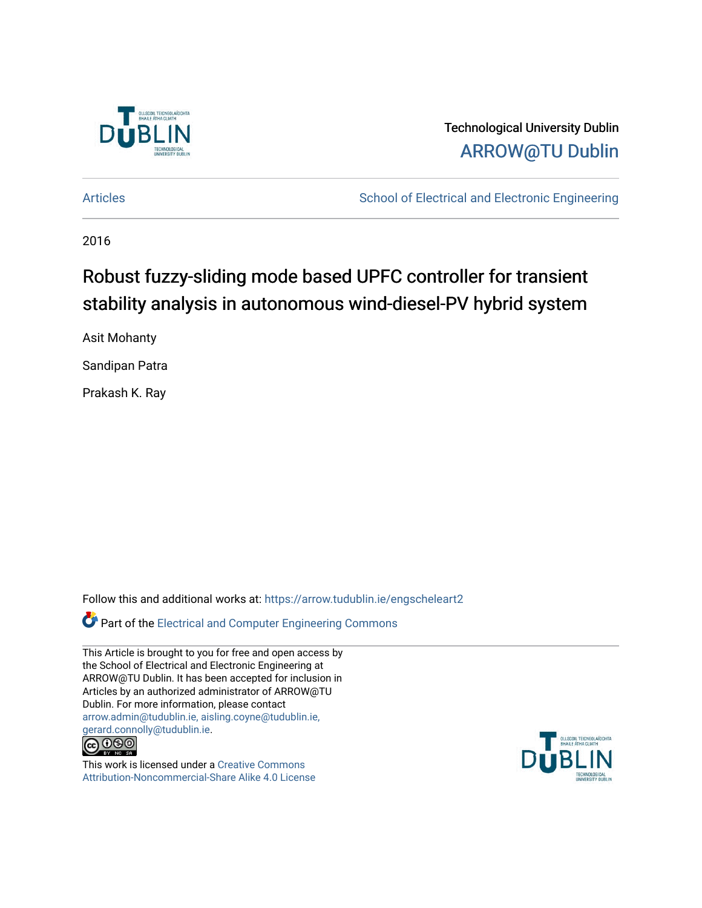Technological University Dublin

ARROW@TU Dublin

Articles

School of Electrical and Electronic Engineering

2016

# Robust fuzzy-sliding mode based UPFC controller for transient stability analysis in autonomous wind-diesel-PV hybrid system

Asit Mohanty

Sandipan Patra

Prakash K. Ray

Follow this and additional works at: https://arrow.tudublin.ie/engscheleart2

Part of the Electrical and Computer Engineering Commons

This Article is brought to you for free and open access by the School of Electrical and Electronic Engineering at ARROW@TU Dublin. It has been accepted for inclusion in Articles by an authorized administrator of ARROW@TU Dublin. For more information, please contact arrow.admin@tudublin.ie, aisling.coyne@tudublin.ie, gerard.connolly@tudublin.ie.

This work is licensed under a Creative Commons Attribution-Noncommercial-Share Alike 4.0 License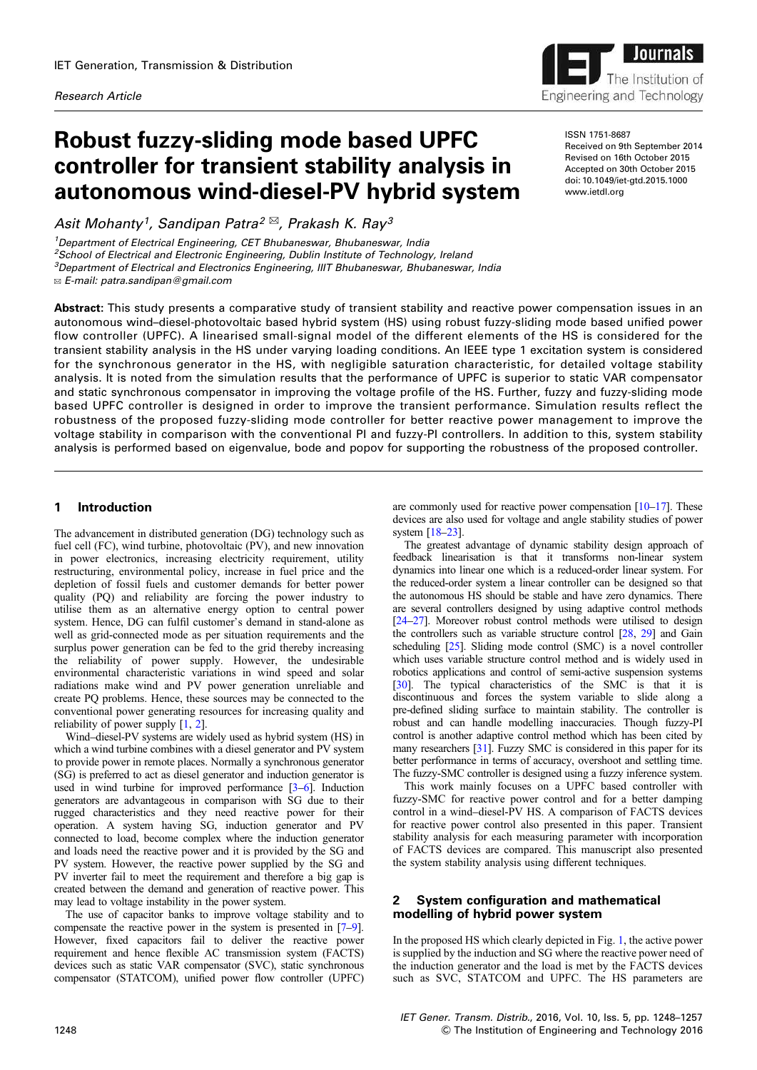# Robust fuzzy-sliding mode based UPFC controller for transient stability analysis in autonomous wind-diesel-PV hybrid system

ISSN 1751-8687
Received on 9th September 2014
Revised on 16th October 2015
Accepted on 30th October 2015
doi: 10.1049/iet-gtd.2015.1000
www.ietdl.org

*Asit Mohanty*[1], *Sandipan Patra*[2] ✉, *Prakash K. Ray*[3]

[1]*Department of Electrical Engineering, CET Bhubaneswar, Bhubaneswar, India*
[2]*School of Electrical and Electronic Engineering, Dublin Institute of Technology, Ireland*
[3]*Department of Electrical and Electronics Engineering, IIIT Bhubaneswar, Bhubaneswar, India*
✉ *E-mail: patra.sandipan@gmail.com*

**Abstract:** This study presents a comparative study of transient stability and reactive power compensation issues in an autonomous wind–diesel–photovoltaic based hybrid system (HS) using robust fuzzy-sliding mode based unified power flow controller (UPFC). A linearised small-signal model of the different elements of the HS is considered for the transient stability analysis in the HS under varying loading conditions. An IEEE type 1 excitation system is considered for the synchronous generator in the HS, with negligible saturation characteristic, for detailed voltage stability analysis. It is noted from the simulation results that the performance of UPFC is superior to static VAR compensator and static synchronous compensator in improving the voltage profile of the HS. Further, fuzzy and fuzzy-sliding mode based UPFC controller is designed in order to improve the transient performance. Simulation results reflect the robustness of the proposed fuzzy-sliding mode controller for better reactive power management to improve the voltage stability in comparison with the conventional PI and fuzzy-PI controllers. In addition to this, system stability analysis is performed based on eigenvalue, bode and popov for supporting the robustness of the proposed controller.

## 1 Introduction

The advancement in distributed generation (DG) technology such as fuel cell (FC), wind turbine, photovoltaic (PV), and new innovation in power electronics, increasing electricity requirement, utility restructuring, environmental policy, increase in fuel price and the depletion of fossil fuels and customer demands for better power quality (PQ) and reliability are forcing the power industry to utilise them as an alternative energy option to central power system. Hence, DG can fulfil customer's demand in stand-alone as well as grid-connected mode as per situation requirements and the surplus power generation can be fed to the grid thereby increasing the reliability of power supply. However, the undesirable environmental characteristic variations in wind speed and solar radiations make wind and PV power generation unreliable and create PQ problems. Hence, these sources may be connected to the conventional power generating resources for increasing quality and reliability of power supply [1, 2].

Wind–diesel-PV systems are widely used as hybrid system (HS) in which a wind turbine combines with a diesel generator and PV system to provide power in remote places. Normally a synchronous generator (SG) is preferred to act as diesel generator and induction generator is used in wind turbine for improved performance [3–6]. Induction generators are advantageous in comparison with SG due to their rugged characteristics and they need reactive power for their operation. A system having SG, induction generator and PV connected to load, become complex where the induction generator and loads need the reactive power and it is provided by the SG and PV system. However, the reactive power supplied by the SG and PV inverter fail to meet the requirement and therefore a big gap is created between the demand and generation of reactive power. This may lead to voltage instability in the power system.

The use of capacitor banks to improve voltage stability and to compensate the reactive power in the system is presented in [7–9]. However, fixed capacitors fail to deliver the reactive power requirement and hence flexible AC transmission system (FACTS) devices such as static VAR compensator (SVC), static synchronous compensator (STATCOM), unified power flow controller (UPFC) are commonly used for reactive power compensation [10–17]. These devices are also used for voltage and angle stability studies of power system [18–23].

The greatest advantage of dynamic stability design approach of feedback linearisation is that it transforms non-linear system dynamics into linear one which is a reduced-order linear system. For the reduced-order system a linear controller can be designed so that the autonomous HS should be stable and have zero dynamics. There are several controllers designed by using adaptive control methods [24–27]. Moreover robust control methods were utilised to design the controllers such as variable structure control [28, 29] and Gain scheduling [25]. Sliding mode control (SMC) is a novel controller which uses variable structure control method and is widely used in robotics applications and control of semi-active suspension systems [30]. The typical characteristics of the SMC is that it is discontinuous and forces the system variable to slide along a pre-defined sliding surface to maintain stability. The controller is robust and can handle modelling inaccuracies. Though fuzzy-PI control is another adaptive control method which has been cited by many researchers [31]. Fuzzy SMC is considered in this paper for its better performance in terms of accuracy, overshoot and settling time. The fuzzy-SMC controller is designed using a fuzzy inference system.

This work mainly focuses on a UPFC based controller with fuzzy-SMC for reactive power control and for a better damping control in a wind–diesel-PV HS. A comparison of FACTS devices for reactive power control also presented in this paper. Transient stability analysis for each measuring parameter with incorporation of FACTS devices are compared. This manuscript also presented the system stability analysis using different techniques.

## 2 System configuration and mathematical modelling of hybrid power system

In the proposed HS which clearly depicted in Fig. 1, the active power is supplied by the induction and SG where the reactive power need of the induction generator and the load is met by the FACTS devices such as SVC, STATCOM and UPFC. The HS parameters are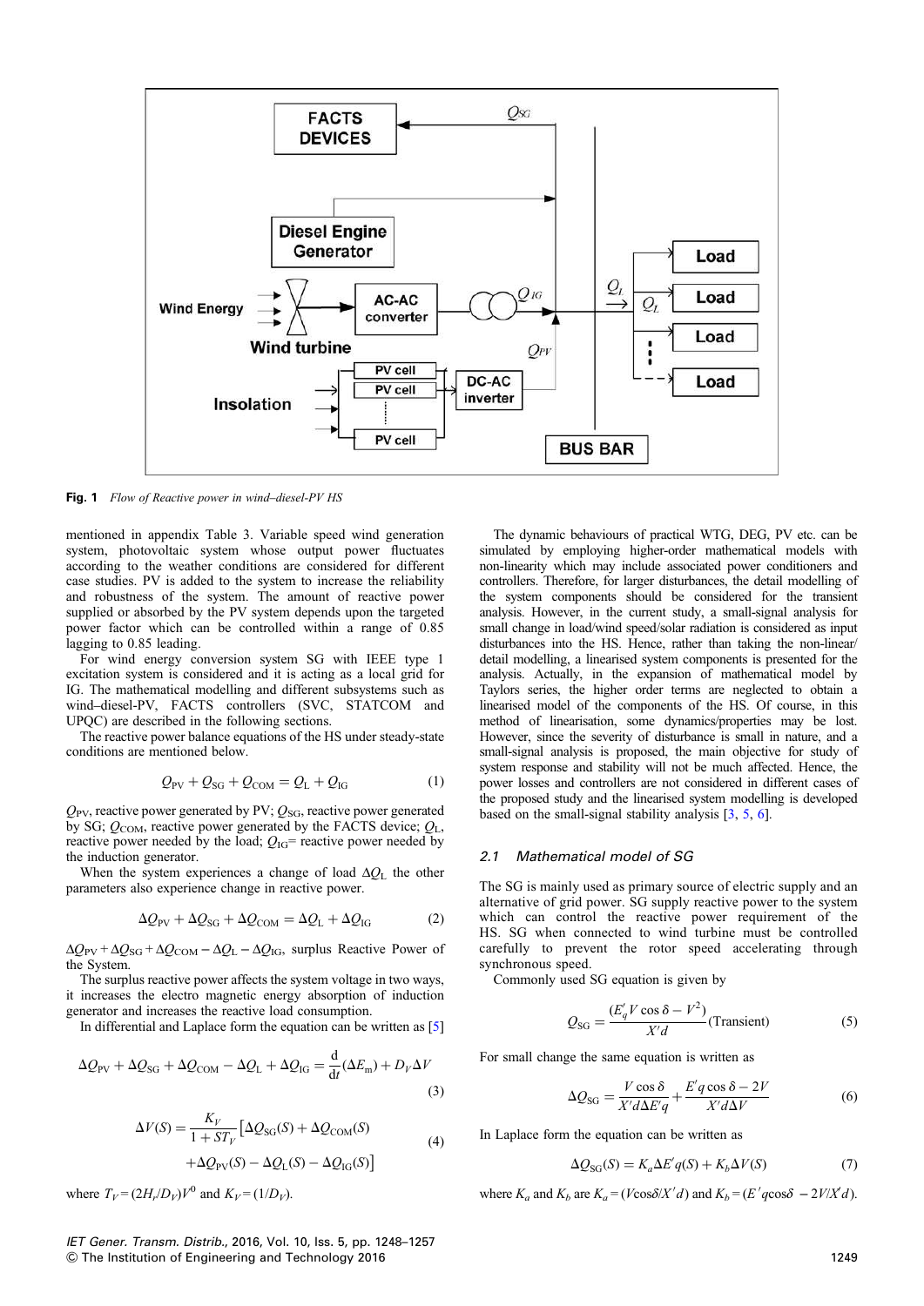FACTS DEVICES

$Q_{SG}$

Diesel Engine Generator

Wind Energy

Wind turbine

AC-AC converter

$Q_{IG}$

$Q_L$

$Q_L$

Load

Load

Load

Load

$Q_{PV}$

Insolation

PV cell

PV cell

PV cell

DC-AC inverter

BUS BAR

**Fig. 1** *Flow of Reactive power in wind–diesel-PV HS*

mentioned in appendix Table 3. Variable speed wind generation system, photovoltaic system whose output power fluctuates according to the weather conditions are considered for different case studies. PV is added to the system to increase the reliability and robustness of the system. The amount of reactive power supplied or absorbed by the PV system depends upon the targeted power factor which can be controlled within a range of 0.85 lagging to 0.85 leading.

For wind energy conversion system SG with IEEE type 1 excitation system is considered and it is acting as a local grid for IG. The mathematical modelling and different subsystems such as wind–diesel-PV, FACTS controllers (SVC, STATCOM and UPQC) are described in the following sections.

The reactive power balance equations of the HS under steady-state conditions are mentioned below.

$$Q_{PV} + Q_{SG} + Q_{COM} = Q_L + Q_{IG} \tag{1}$$

$Q_{PV}$, reactive power generated by PV; $Q_{SG}$, reactive power generated by SG; $Q_{COM}$, reactive power generated by the FACTS device; $Q_L$, reactive power needed by the load; $Q_{IG}$= reactive power needed by the induction generator.

When the system experiences a change of load $\Delta Q_L$ the other parameters also experience change in reactive power.

$$\Delta Q_{PV} + \Delta Q_{SG} + \Delta Q_{COM} = \Delta Q_L + \Delta Q_{IG} \tag{2}$$

$\Delta Q_{PV} + \Delta Q_{SG} + \Delta Q_{COM} - \Delta Q_L - \Delta Q_{IG}$, surplus Reactive Power of the System.

The surplus reactive power affects the system voltage in two ways, it increases the electro magnetic energy absorption of induction generator and increases the reactive load consumption.

In differential and Laplace form the equation can be written as [5]

$$\Delta Q_{PV} + \Delta Q_{SG} + \Delta Q_{COM} - \Delta Q_L + \Delta Q_{IG} = \frac{d}{dt}(\Delta E_m) + D_V \Delta V \tag{3}$$

$$\Delta V(S) = \frac{K_V}{1 + ST_V}\big[\Delta Q_{SG}(S) + \Delta Q_{COM}(S) + \Delta Q_{PV}(S) - \Delta Q_L(S) - \Delta Q_{IG}(S)\big] \tag{4}$$

where $T_V = (2H_r/D_V)V^0$ and $K_V = (1/D_V)$.

The dynamic behaviours of practical WTG, DEG, PV etc. can be simulated by employing higher-order mathematical models with non-linearity which may include associated power conditioners and controllers. Therefore, for larger disturbances, the detail modelling of the system components should be considered for the transient analysis. However, in the current study, a small-signal analysis for small change in load/wind speed/solar radiation is considered as input disturbances into the HS. Hence, rather than taking the non-linear/detail modelling, a linearised system components is presented for the analysis. Actually, in the expansion of mathematical model by Taylors series, the higher order terms are neglected to obtain a linearised model of the components of the HS. Of course, in this method of linearisation, some dynamics/properties may be lost. However, since the severity of disturbance is small in nature, and a small-signal analysis is proposed, the main objective for study of system response and stability will not be much affected. Hence, the power losses and controllers are not considered in different cases of the proposed study and the linearised system modelling is developed based on the small-signal stability analysis [3, 5, 6].

### *2.1 Mathematical model of SG*

The SG is mainly used as primary source of electric supply and an alternative of grid power. SG supply reactive power to the system which can control the reactive power requirement of the HS. SG when connected to wind turbine must be controlled carefully to prevent the rotor speed accelerating through synchronous speed.

Commonly used SG equation is given by

$$Q_{SG} = \frac{(E_q' V \cos\delta - V^2)}{X'd} \text{(Transient)} \tag{5}$$

For small change the same equation is written as

$$\Delta Q_{SG} = \frac{V\cos\delta}{X'd\Delta E'q} + \frac{E'q\cos\delta - 2V}{X'd\Delta V} \tag{6}$$

In Laplace form the equation can be written as

$$\Delta Q_{SG}(S) = K_a \Delta E' q(S) + K_b \Delta V(S) \tag{7}$$

where $K_a$ and $K_b$ are $K_a = (V\cos\delta/X'd)$ and $K_b = (E'q\cos\delta - 2V/X'd)$.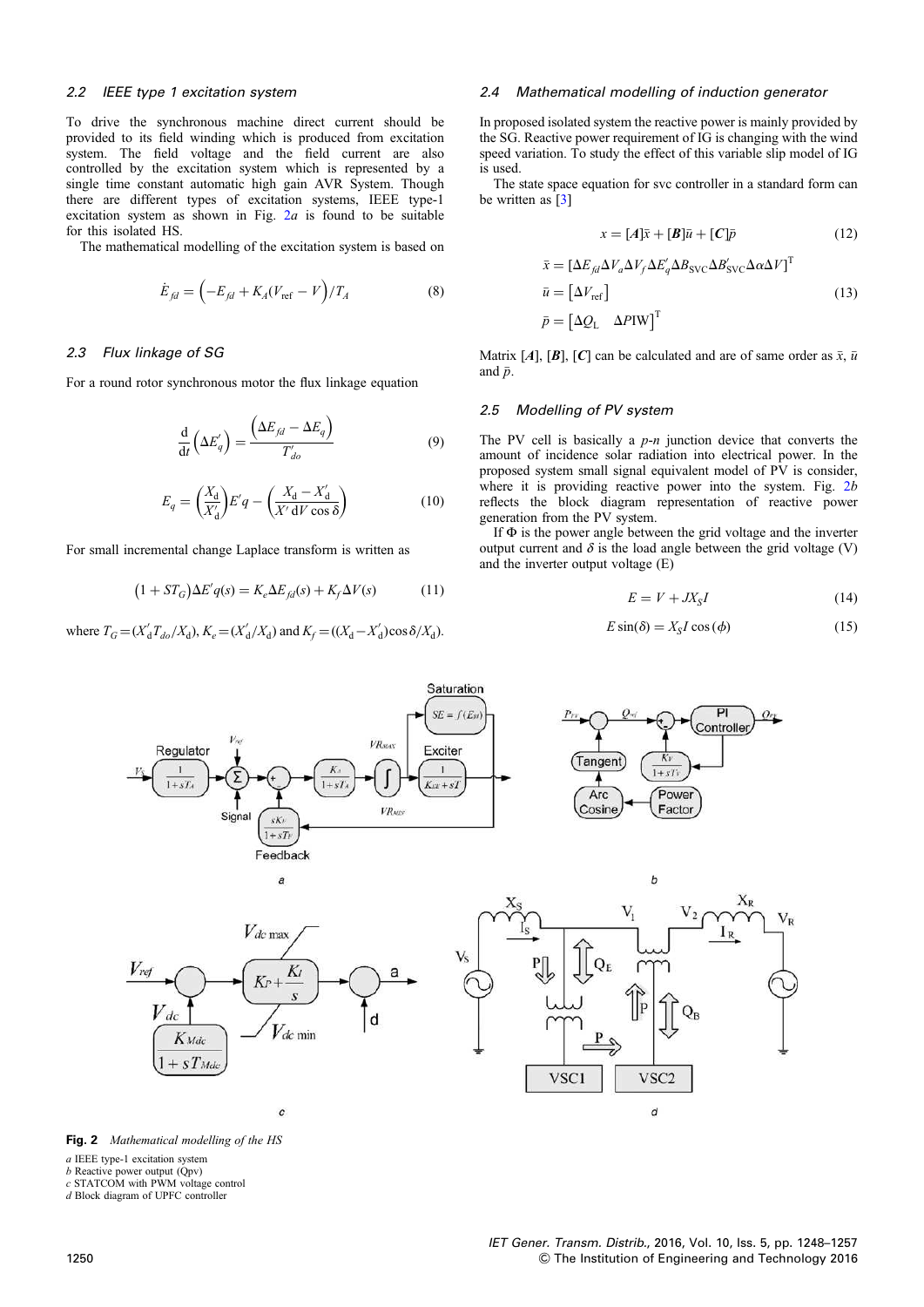### 2.2 IEEE type 1 excitation system

To drive the synchronous machine direct current should be provided to its field winding which is produced from excitation system. The field voltage and the field current are also controlled by the excitation system which is represented by a single time constant automatic high gain AVR System. Though there are different types of excitation systems, IEEE type-1 excitation system as shown in Fig. 2a is found to be suitable for this isolated HS.

The mathematical modelling of the excitation system is based on

$$\dot{E}_{fd} = \left(-E_{fd} + K_A(V_{\text{ref}} - V\right)/T_A \tag{8}$$

### 2.3 Flux linkage of SG

For a round rotor synchronous motor the flux linkage equation

$$\frac{\mathrm{d}}{\mathrm{d}t}\left(\Delta E_q'\right) = \frac{\left(\Delta E_{fd} - \Delta E_q\right)}{T_{do}'} \tag{9}$$

$$E_q = \left(\frac{X_\mathrm{d}}{X_\mathrm{d}'}\right)E'q - \left(\frac{X_\mathrm{d} - X_\mathrm{d}'}{X'\,\mathrm{d}V\cos\delta}\right) \tag{10}$$

For small incremental change Laplace transform is written as

$$\left(1 + ST_G\right)\Delta E'q(s) = K_e\Delta E_{fd}(s) + K_f\Delta V(s) \tag{11}$$

where $T_G = (X_\mathrm{d}'T_{do}/X_\mathrm{d})$, $K_e = (X_\mathrm{d}'/X_\mathrm{d})$ and $K_f = ((X_\mathrm{d} - X_\mathrm{d}')\cos\delta/X_\mathrm{d})$.

### 2.4 Mathematical modelling of induction generator

In proposed isolated system the reactive power is mainly provided by the SG. Reactive power requirement of IG is changing with the wind speed variation. To study the effect of this variable slip model of IG is used.

The state space equation for svc controller in a standard form can be written as [3]

$$x = [\boldsymbol{A}]\bar{x} + [\boldsymbol{B}]\bar{u} + [\boldsymbol{C}]\bar{p} \tag{12}$$

$$\begin{aligned} \bar{x} &= [\Delta E_{fd}\Delta V_a \Delta V_f \Delta E_q' \Delta B_{\text{SVC}} \Delta B_{\text{SVC}}' \Delta\alpha\Delta V]^\mathrm{T} \\ \bar{u} &= \left[\Delta V_{\text{ref}}\right] \\ \bar{p} &= \left[\Delta Q_\mathrm{L} \quad \Delta P\text{IW}\right]^\mathrm{T} \end{aligned} \tag{13}$$

Matrix $[\boldsymbol{A}]$, $[\boldsymbol{B}]$, $[\boldsymbol{C}]$ can be calculated and are of same order as $\bar{x}$, $\bar{u}$ and $\bar{p}$.

### 2.5 Modelling of PV system

The PV cell is basically a *p-n* junction device that converts the amount of incidence solar radiation into electrical power. In the proposed system small signal equivalent model of PV is consider, where it is providing reactive power into the system. Fig. 2b reflects the block diagram representation of reactive power generation from the PV system.

If $\Phi$ is the power angle between the grid voltage and the inverter output current and $\delta$ is the load angle between the grid voltage (V) and the inverter output voltage (E)

$$E = V + JX_S I \tag{14}$$

$$E\sin(\delta) = X_S I\cos(\phi) \tag{15}$$

Saturation
$SE = f(E_{fd})$
Regulator
$V_{ref}$
$V_S$
$\frac{1}{1+sT_A}$
$\Sigma$
$\frac{K_A}{1+sT_A}$
$VR_{MAX}$
Exciter
$\frac{1}{K_{SE}+sT}$
$VR_{MIN}$
Signal
$\frac{sK_F}{1+sT_F}$
Feedback

a

$P_{PV}$
$Q_{ref}$
PI Controller
$Q_{PV}$
Tangent
$\frac{K_V}{1+sT_V}$
Arc Cosine
Power Factor

b

$V_{dc\,\max}$
$V_{ref}$
$K_P + \frac{K_I}{s}$
a
$V_{dc}$
$\frac{K_{Mdc}}{1+sT_{Mdc}}$
$V_{dc\,\min}$
d

c

$X_S$
$I_S$
$V_1$
$V_2$
$X_R$
$V_R$
$I_R$
$V_S$
P
$Q_E$
P
$Q_B$
P
VSC1
VSC2

d

**Fig. 2** *Mathematical modelling of the HS*

*a* IEEE type-1 excitation system
*b* Reactive power output (Qpv)
*c* STATCOM with PWM voltage control
*d* Block diagram of UPFC controller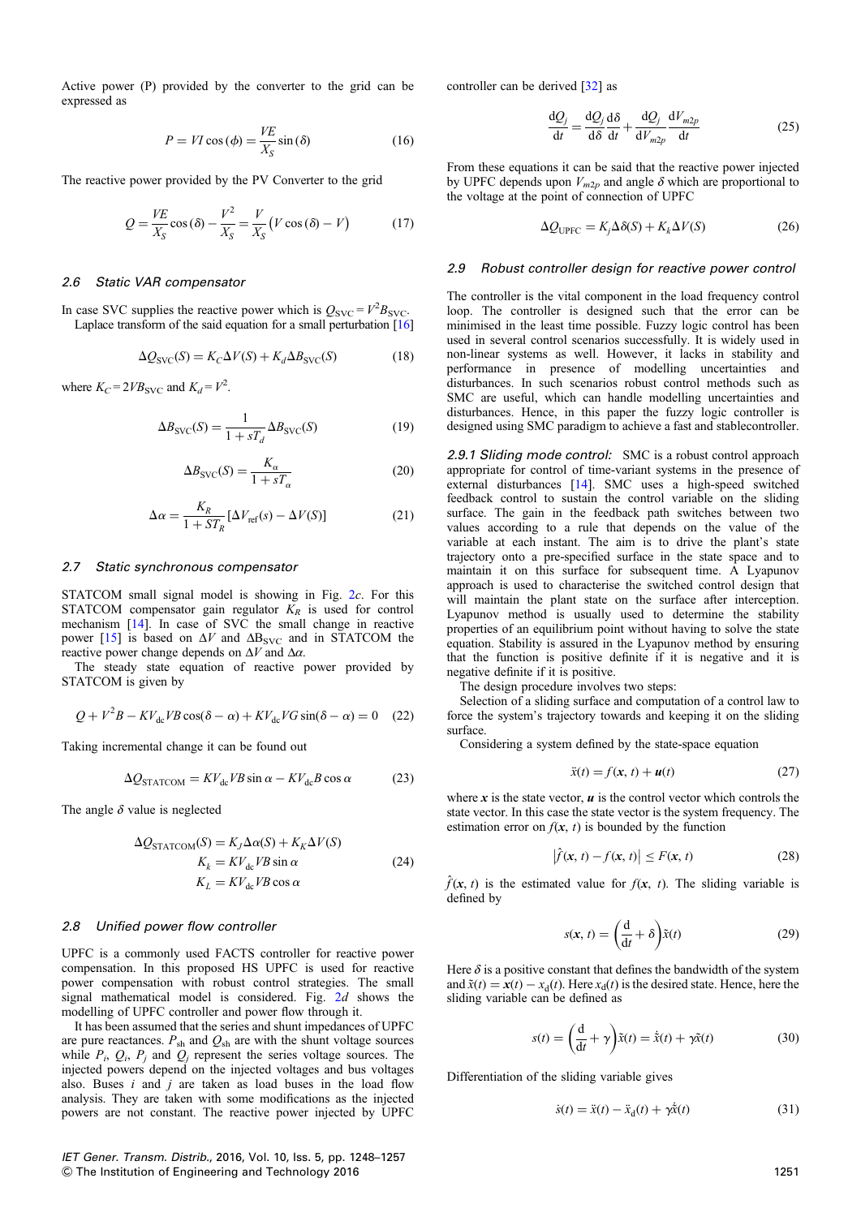Active power (P) provided by the converter to the grid can be expressed as

$$P = VI\cos(\phi) = \frac{VE}{X_S}\sin(\delta) \tag{16}$$

The reactive power provided by the PV Converter to the grid

$$Q = \frac{VE}{X_S}\cos(\delta) - \frac{V^2}{X_S} = \frac{V}{X_S}\left(V\cos(\delta) - V\right) \tag{17}$$

### 2.6 Static VAR compensator

In case SVC supplies the reactive power which is $Q_{\rm SVC} = V^2 B_{\rm SVC}$. Laplace transform of the said equation for a small perturbation [16]

$$\Delta Q_{\rm SVC}(S) = K_C \Delta V(S) + K_d \Delta B_{\rm SVC}(S) \tag{18}$$

where $K_C = 2VB_{\rm SVC}$ and $K_d = V^2$.

$$\Delta B_{\rm SVC}(S) = \frac{1}{1 + sT_d}\Delta B_{\rm SVC}(S) \tag{19}$$

$$\Delta B_{\rm SVC}(S) = \frac{K_\alpha}{1 + sT_\alpha} \tag{20}$$

$$\Delta\alpha = \frac{K_R}{1 + ST_R}[\Delta V_{\rm ref}(s) - \Delta V(S)] \tag{21}$$

### 2.7 Static synchronous compensator

STATCOM small signal model is showing in Fig. 2*c*. For this STATCOM compensator gain regulator $K_R$ is used for control mechanism [14]. In case of SVC the small change in reactive power [15] is based on $\Delta V$ and $\Delta B_{\rm SVC}$ and in STATCOM the reactive power change depends on $\Delta V$ and $\Delta\alpha$.

The steady state equation of reactive power provided by STATCOM is given by

$$Q + V^2 B - KV_{\rm dc}VB\cos(\delta - \alpha) + KV_{\rm dc}VG\sin(\delta - \alpha) = 0 \tag{22}$$

Taking incremental change it can be found out

$$\Delta Q_{\rm STATCOM} = KV_{\rm dc}VB\sin\alpha - KV_{\rm dc}B\cos\alpha \tag{23}$$

The angle $\delta$ value is neglected

$$\begin{aligned} \Delta Q_{\rm STATCOM}(S) &= K_J \Delta\alpha(S) + K_K \Delta V(S) \\ K_k &= KV_{\rm dc}VB\sin\alpha \\ K_L &= KV_{\rm dc}VB\cos\alpha \end{aligned} \tag{24}$$

### 2.8 Unified power flow controller

UPFC is a commonly used FACTS controller for reactive power compensation. In this proposed HS UPFC is used for reactive power compensation with robust control strategies. The small signal mathematical model is considered. Fig. 2*d* shows the modelling of UPFC controller and power flow through it.

It has been assumed that the series and shunt impedances of UPFC are pure reactances. $P_{\rm sh}$ and $Q_{\rm sh}$ are with the shunt voltage sources while $P_i$, $Q_i$, $P_j$ and $Q_j$ represent the series voltage sources. The injected powers depend on the injected voltages and bus voltages also. Buses $i$ and $j$ are taken as load buses in the load flow analysis. They are taken with some modifications as the injected powers are not constant. The reactive power injected by UPFC controller can be derived [32] as

$$\frac{{\rm d}Q_j}{{\rm d}t} = \frac{{\rm d}Q_j}{{\rm d}\delta}\frac{{\rm d}\delta}{{\rm d}t} + \frac{{\rm d}Q_j}{{\rm d}V_{m2p}}\frac{{\rm d}V_{m2p}}{{\rm d}t} \tag{25}$$

From these equations it can be said that the reactive power injected by UPFC depends upon $V_{m2p}$ and angle $\delta$ which are proportional to the voltage at the point of connection of UPFC

$$\Delta Q_{\rm UPFC} = K_j \Delta\delta(S) + K_k \Delta V(S) \tag{26}$$

### 2.9 Robust controller design for reactive power control

The controller is the vital component in the load frequency control loop. The controller is designed such that the error can be minimised in the least time possible. Fuzzy logic control has been used in several control scenarios successfully. It is widely used in non-linear systems as well. However, it lacks in stability and performance in presence of modelling uncertainties and disturbances. In such scenarios robust control methods such as SMC are useful, which can handle modelling uncertainties and disturbances. Hence, in this paper the fuzzy logic controller is designed using SMC paradigm to achieve a fast and stablecontroller.

*2.9.1 Sliding mode control:* SMC is a robust control approach appropriate for control of time-variant systems in the presence of external disturbances [14]. SMC uses a high-speed switched feedback control to sustain the control variable on the sliding surface. The gain in the feedback path switches between two values according to a rule that depends on the value of the variable at each instant. The aim is to drive the plant's state trajectory onto a pre-specified surface in the state space and to maintain it on this surface for subsequent time. A Lyapunov approach is used to characterise the switched control design that will maintain the plant state on the surface after interception. Lyapunov method is usually used to determine the stability properties of an equilibrium point without having to solve the state equation. Stability is assured in the Lyapunov method by ensuring that the function is positive definite if it is negative and it is negative definite if it is positive.

The design procedure involves two steps:

Selection of a sliding surface and computation of a control law to force the system's trajectory towards and keeping it on the sliding surface.

Considering a system defined by the state-space equation

$$\ddot{x}(t) = f(\boldsymbol{x}, t) + \boldsymbol{u}(t) \tag{27}$$

where $\boldsymbol{x}$ is the state vector, $\boldsymbol{u}$ is the control vector which controls the state vector. In this case the state vector is the system frequency. The estimation error on $f(\boldsymbol{x}, t)$ is bounded by the function

$$\left|\hat{f}(\boldsymbol{x}, t) - f(\boldsymbol{x}, t)\right| \le F(\boldsymbol{x}, t) \tag{28}$$

$\hat{f}(\boldsymbol{x}, t)$ is the estimated value for $f(\boldsymbol{x}, t)$. The sliding variable is defined by

$$s(\boldsymbol{x}, t) = \left(\frac{\rm d}{{\rm d}t} + \delta\right)\tilde{x}(t) \tag{29}$$

Here $\delta$ is a positive constant that defines the bandwidth of the system and $\tilde{x}(t) = \boldsymbol{x}(t) - x_{\rm d}(t)$. Here $x_{\rm d}(t)$ is the desired state. Hence, here the sliding variable can be defined as

$$s(t) = \left(\frac{\rm d}{{\rm d}t} + \gamma\right)\tilde{x}(t) = \dot{\tilde{x}}(t) + \gamma\tilde{x}(t) \tag{30}$$

Differentiation of the sliding variable gives

$$\dot{s}(t) = \ddot{x}(t) - \ddot{x}_{\rm d}(t) + \gamma\dot{\tilde{x}}(t) \tag{31}$$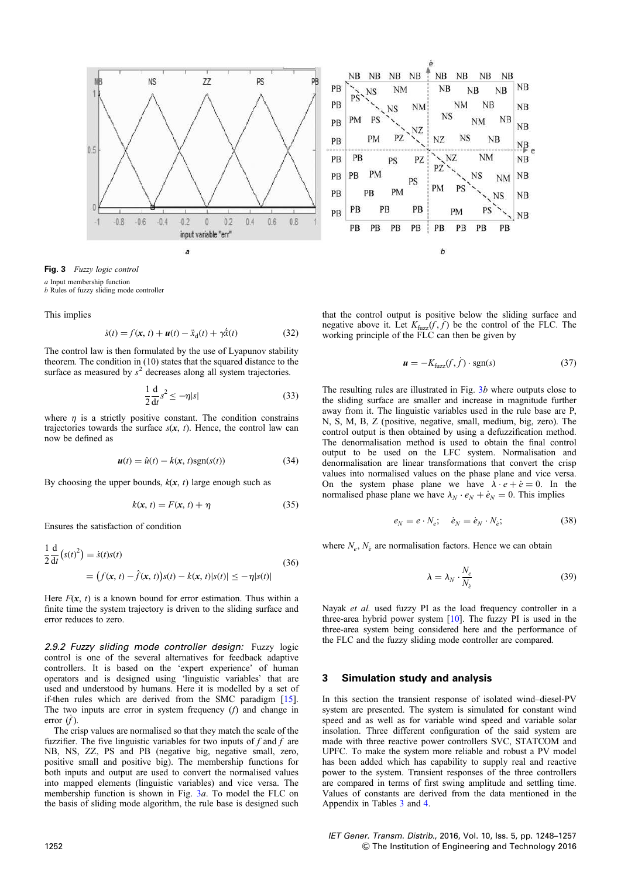NB
NS
ZZ
PS
PB
1
0.5
0
-1 -0.8 -0.6 -0.4 -0.2 0 0.2 0.4 0.6 0.8 1
input variable "err"

a

b

**Fig. 3** *Fuzzy logic control*

*a* Input membership function
*b* Rules of fuzzy sliding mode controller

This implies

$$\dot{s}(t) = f(\boldsymbol{x}, t) + \boldsymbol{u}(t) - \ddot{x}_{\mathrm{d}}(t) + \gamma\dot{\tilde{x}}(t) \tag{32}$$

The control law is then formulated by the use of Lyapunov stability theorem. The condition in (10) states that the squared distance to the surface as measured by $s^2$ decreases along all system trajectories.

$$\frac{1}{2}\frac{\mathrm{d}}{\mathrm{d}t}s^2 \le -\eta|s| \tag{33}$$

where $\eta$ is a strictly positive constant. The condition constrains trajectories towards the surface $s(\boldsymbol{x}, t)$. Hence, the control law can now be defined as

$$\boldsymbol{u}(t) = \hat{u}(t) - k(\boldsymbol{x}, t)\mathrm{sgn}(s(t)) \tag{34}$$

By choosing the upper bounds, $k(\boldsymbol{x}, t)$ large enough such as

$$k(\boldsymbol{x}, t) = F(\boldsymbol{x}, t) + \eta \tag{35}$$

Ensures the satisfaction of condition

$$\begin{aligned}\frac{1}{2}\frac{\mathrm{d}}{\mathrm{d}t}\left(s(t)^2\right) &= \dot{s}(t)s(t) \\ &= \left(f(\boldsymbol{x}, t) - \hat{f}(\boldsymbol{x}, t)\right)s(t) - k(\boldsymbol{x}, t)|s(t)| \le -\eta|s(t)|\end{aligned} \tag{36}$$

Here $F(\boldsymbol{x}, t)$ is a known bound for error estimation. Thus within a finite time the system trajectory is driven to the sliding surface and error reduces to zero.

*2.9.2 Fuzzy sliding mode controller design:* Fuzzy logic control is one of the several alternatives for feedback adaptive controllers. It is based on the 'expert experience' of human operators and is designed using 'linguistic variables' that are used and understood by humans. Here it is modelled by a set of if-then rules which are derived from the SMC paradigm [15]. The two inputs are error in system frequency ($f$) and change in error ($\dot{f}$).

The crisp values are normalised so that they match the scale of the fuzzifier. The five linguistic variables for two inputs of $f$ and $\dot{f}$ are NB, NS, ZZ, PS and PB (negative big, negative small, zero, positive small and positive big). The membership functions for both inputs and output are used to convert the normalised values into mapped elements (linguistic variables) and vice versa. The membership function is shown in Fig. 3*a*. To model the FLC on the basis of sliding mode algorithm, the rule base is designed such that the control output is positive below the sliding surface and negative above it. Let $K_{\mathrm{fuzz}}(f, \dot{f})$ be the control of the FLC. The working principle of the FLC can then be given by

$$\boldsymbol{u} = -K_{\mathrm{fuzz}}(f, \dot{f}) \cdot \mathrm{sgn}(s) \tag{37}$$

The resulting rules are illustrated in Fig. 3*b* where outputs close to the sliding surface are smaller and increase in magnitude further away from it. The linguistic variables used in the rule base are P, N, S, M, B, Z (positive, negative, small, medium, big, zero). The control output is then obtained by using a defuzzification method. The denormalisation method is used to obtain the final control output to be used on the LFC system. Normalisation and denormalisation are linear transformations that convert the crisp values into normalised values on the phase plane and vice versa. On the system phase plane we have $\lambda \cdot e + \dot{e} = 0$. In the normalised phase plane we have $\lambda_N \cdot e_N + \dot{e}_N = 0$. This implies

$$e_N = e \cdot N_e; \quad \dot{e}_N = \dot{e}_N \cdot N_{\dot{e}}; \tag{38}$$

where $N_e, N_{\dot{e}}$ are normalisation factors. Hence we can obtain

$$\lambda = \lambda_N \cdot \frac{N_e}{N_{\dot{e}}} \tag{39}$$

Nayak *et al.* used fuzzy PI as the load frequency controller in a three-area hybrid power system [10]. The fuzzy PI is used in the three-area system being considered here and the performance of the FLC and the fuzzy sliding mode controller are compared.

## 3 Simulation study and analysis

In this section the transient response of isolated wind–diesel-PV system are presented. The system is simulated for constant wind speed and as well as for variable wind speed and variable solar insolation. Three different configuration of the said system are made with three reactive power controllers SVC, STATCOM and UPFC. To make the system more reliable and robust a PV model has been added which has capability to supply real and reactive power to the system. Transient responses of the three controllers are compared in terms of first swing amplitude and settling time. Values of constants are derived from the data mentioned in the Appendix in Tables 3 and 4.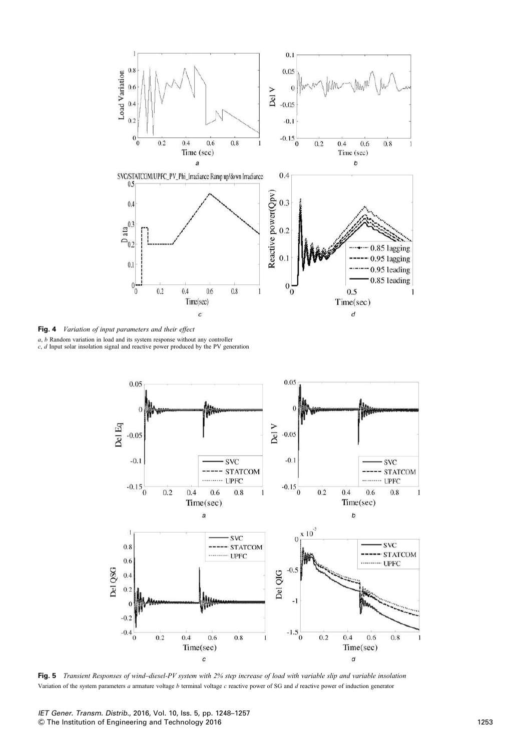Load Variation

Time (sec)

*a*

Del V

Time (sec)

*b*

SVC/STATCOM/UPFC_PV_Phi_Irradiance Ramp up/down Irradiance

Data

Time(sec)

*c*

Reactive power(Qpv)

0.85 lagging

0.95 lagging

0.95 leading

0.85 leading

Time(sec)

*d*

**Fig. 4** *Variation of input parameters and their effect*

*a*, *b* Random variation in load and its system response without any controller
*c*, *d* Input solar insolation signal and reactive power produced by the PV generation

Del Eq

SVC

STATCOM

UPFC

Time(sec)

*a*

Del V

SVC

STATCOM

UPFC

Time(sec)

*b*

Del QSG

SVC

STATCOM

UPFC

Time(sec)

*c*

Del QIG

x $10^{-3}$

SVC

STATCOM

UPFC

Time(sec)

*d*

**Fig. 5** *Transient Responses of wind–diesel-PV system with 2% step increase of load with variable slip and variable insolation*

Variation of the system parameters *a* armature voltage *b* terminal voltage *c* reactive power of SG and *d* reactive power of induction generator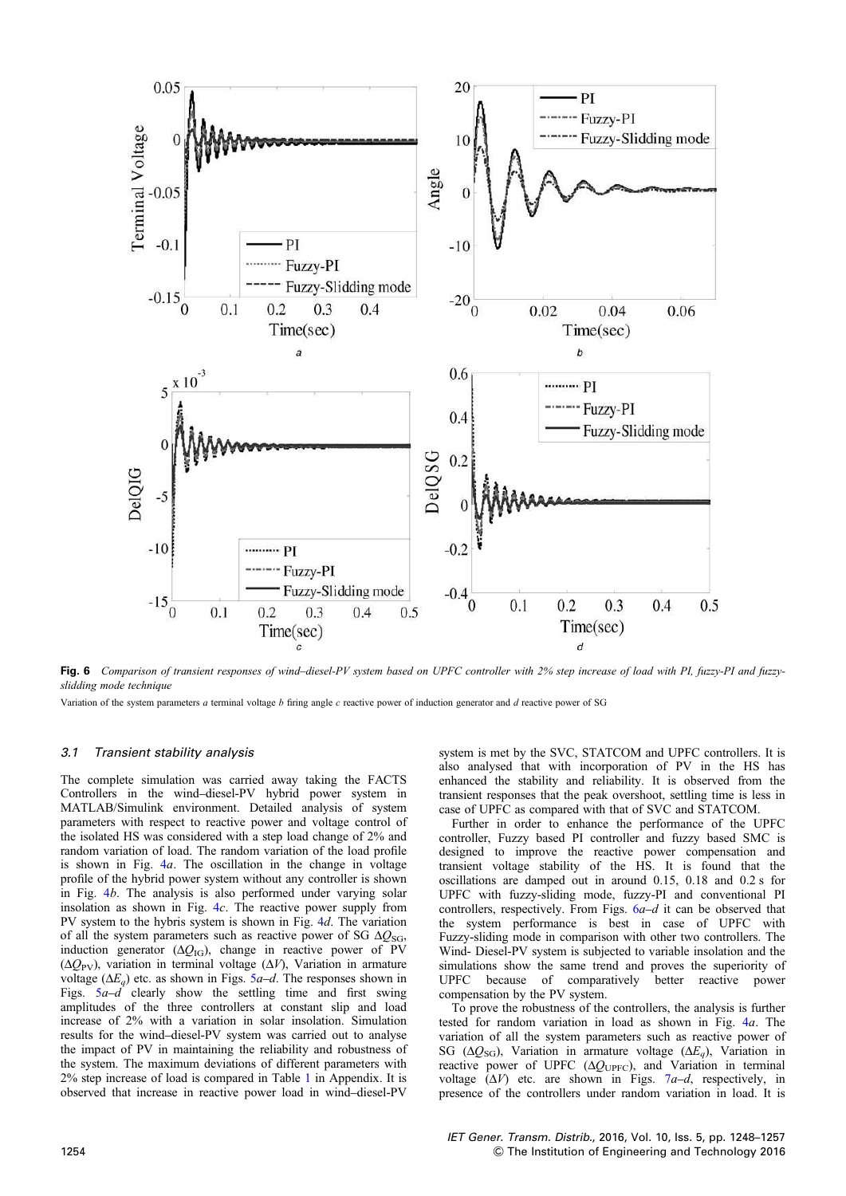0.05
0
-0.05
-0.1
-0.15
Terminal Voltage
0 0.1 0.2 0.3 0.4
Time(sec)
PI
Fuzzy-PI
Fuzzy-Slidding mode
a

20
10
0
-10
-20
Angle
0 0.02 0.04 0.06
Time(sec)
PI
Fuzzy-PI
Fuzzy-Slidding mode
b

x 10^-3
5
0
-5
-10
-15
DelQIG
0 0.1 0.2 0.3 0.4 0.5
Time(sec)
PI
Fuzzy-PI
Fuzzy-Slidding mode
c

0.6
0.4
0.2
0
-0.2
-0.4
DelQSG
0 0.1 0.2 0.3 0.4 0.5
Time(sec)
PI
Fuzzy-PI
Fuzzy-Slidding mode
d

**Fig. 6** *Comparison of transient responses of wind–diesel-PV system based on UPFC controller with 2% step increase of load with PI, fuzzy-PI and fuzzy-slidding mode technique*

Variation of the system parameters *a* terminal voltage *b* firing angle *c* reactive power of induction generator and *d* reactive power of SG

### *3.1 Transient stability analysis*

The complete simulation was carried away taking the FACTS Controllers in the wind–diesel-PV hybrid power system in MATLAB/Simulink environment. Detailed analysis of system parameters with respect to reactive power and voltage control of the isolated HS was considered with a step load change of 2% and random variation of load. The random variation of the load profile is shown in Fig. 4*a*. The oscillation in the change in voltage profile of the hybrid power system without any controller is shown in Fig. 4*b*. The analysis is also performed under varying solar insolation as shown in Fig. 4*c*. The reactive power supply from PV system to the hybris system is shown in Fig. 4*d*. The variation of all the system parameters such as reactive power of SG $\Delta Q_{SG}$, induction generator ($\Delta Q_{IG}$), change in reactive power of PV ($\Delta Q_{PV}$), variation in terminal voltage ($\Delta V$), Variation in armature voltage ($\Delta E_q$) etc. as shown in Figs. 5*a*–*d*. The responses shown in Figs. 5*a*–*d* clearly show the settling time and first swing amplitudes of the three controllers at constant slip and load increase of 2% with a variation in solar insolation. Simulation results for the wind–diesel-PV system was carried out to analyse the impact of PV in maintaining the reliability and robustness of the system. The maximum deviations of different parameters with 2% step increase of load is compared in Table 1 in Appendix. It is observed that increase in reactive power load in wind–diesel-PV system is met by the SVC, STATCOM and UPFC controllers. It is also analysed that with incorporation of PV in the HS has enhanced the stability and reliability. It is observed from the transient responses that the peak overshoot, settling time is less in case of UPFC as compared with that of SVC and STATCOM.

Further in order to enhance the performance of the UPFC controller, Fuzzy based PI controller and fuzzy based SMC is designed to improve the reactive power compensation and transient voltage stability of the HS. It is found that the oscillations are damped out in around 0.15, 0.18 and 0.2 s for UPFC with fuzzy-sliding mode, fuzzy-PI and conventional PI controllers, respectively. From Figs. 6*a*–*d* it can be observed that the system performance is best in case of UPFC with Fuzzy-sliding mode in comparison with other two controllers. The Wind- Diesel-PV system is subjected to variable insolation and the simulations show the same trend and proves the superiority of UPFC because of comparatively better reactive power compensation by the PV system.

To prove the robustness of the controllers, the analysis is further tested for random variation in load as shown in Fig. 4*a*. The variation of all the system parameters such as reactive power of SG ($\Delta Q_{SG}$), Variation in armature voltage ($\Delta E_q$), Variation in reactive power of UPFC ($\Delta Q_{UPFC}$), and Variation in terminal voltage ($\Delta V$) etc. are shown in Figs. 7*a*–*d*, respectively, in presence of the controllers under random variation in load. It is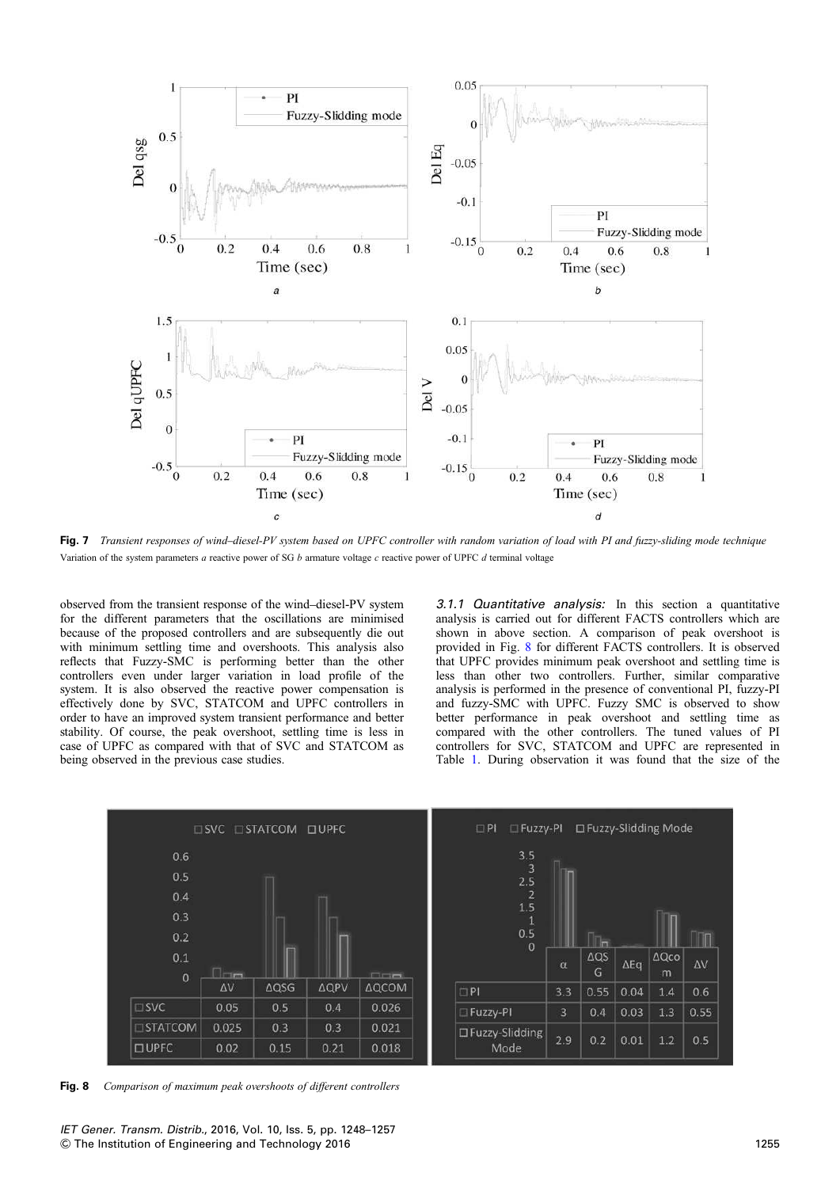Del qsg

PI

Fuzzy-Sliding mode

Time (sec)

*a*

Del Eq

PI

Fuzzy-Slidding mode

Time (sec)

*b*

Del qUPFC

PI

Fuzzy-Slidding mode

Time (sec)

*c*

Del V

PI

Fuzzy-Slidding mode

Time (sec)

*d*

**Fig. 7** *Transient responses of wind–diesel-PV system based on UPFC controller with random variation of load with PI and fuzzy-sliding mode technique*
Variation of the system parameters *a* reactive power of SG *b* armature voltage *c* reactive power of UPFC *d* terminal voltage

observed from the transient response of the wind–diesel-PV system for the different parameters that the oscillations are minimised because of the proposed controllers and are subsequently die out with minimum settling time and overshoots. This analysis also reflects that Fuzzy-SMC is performing better than the other controllers even under larger variation in load profile of the system. It is also observed the reactive power compensation is effectively done by SVC, STATCOM and UPFC controllers in order to have an improved system transient performance and better stability. Of course, the peak overshoot, settling time is less in case of UPFC as compared with that of SVC and STATCOM as being observed in the previous case studies.

*3.1.1 Quantitative analysis:* In this section a quantitative analysis is carried out for different FACTS controllers which are shown in above section. A comparison of peak overshoot is provided in Fig. 8 for different FACTS controllers. It is observed that UPFC provides minimum peak overshoot and settling time is less than other two controllers. Further, similar comparative analysis is performed in the presence of conventional PI, fuzzy-PI and fuzzy-SMC with UPFC. Fuzzy SMC is observed to show better performance in peak overshoot and settling time as compared with the other controllers. The tuned values of PI controllers for SVC, STATCOM and UPFC are represented in Table 1. During observation it was found that the size of the

SVC STATCOM UPFC

| | ΔV | ΔQSG | ΔQPV | ΔQCOM |
|---|---|---|---|---|
| SVC | 0.05 | 0.5 | 0.4 | 0.026 |
| STATCOM | 0.025 | 0.3 | 0.3 | 0.021 |
| UPFC | 0.02 | 0.15 | 0.21 | 0.018 |

PI Fuzzy-PI Fuzzy-Sliding Mode

| | α | ΔQSG | ΔEq | ΔQcom | ΔV |
|---|---|---|---|---|---|
| PI | 3.3 | 0.55 | 0.04 | 1.4 | 0.6 |
| Fuzzy-PI | 3 | 0.4 | 0.03 | 1.3 | 0.55 |
| Fuzzy-Sliding Mode | 2.9 | 0.2 | 0.01 | 1.2 | 0.5 |

**Fig. 8** *Comparison of maximum peak overshoots of different controllers*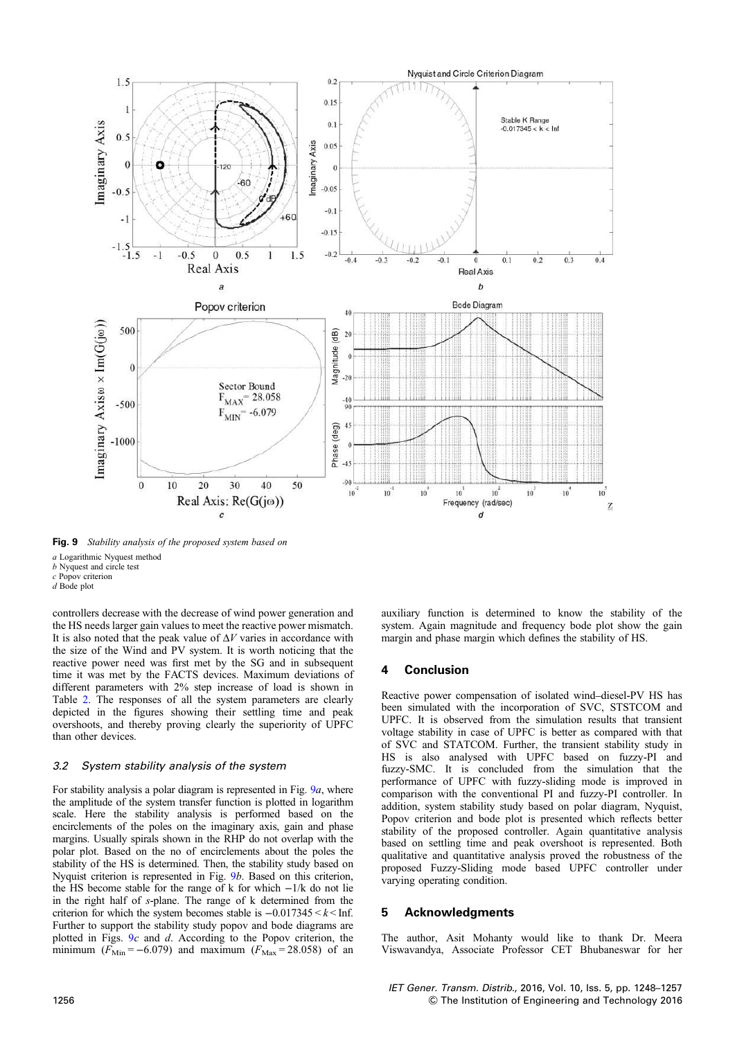Nyquist and Circle Criterion Diagram

Stable K Range
-0.017345 < k < Inf

Popov criterion

Sector Bound
$F_{MAX}$ = 28.058
$F_{MIN}$ = -6.079

Bode Diagram

**Fig. 9** *Stability analysis of the proposed system based on*

*a* Logarithmic Nyquest method
*b* Nyquest and circle test
*c* Popov criterion
*d* Bode plot

controllers decrease with the decrease of wind power generation and the HS needs larger gain values to meet the reactive power mismatch. It is also noted that the peak value of $\Delta V$ varies in accordance with the size of the Wind and PV system. It is worth noticing that the reactive power need was first met by the SG and in subsequent time it was met by the FACTS devices. Maximum deviations of different parameters with 2% step increase of load is shown in Table 2. The responses of all the system parameters are clearly depicted in the figures showing their settling time and peak overshoots, and thereby proving clearly the superiority of UPFC than other devices.

### 3.2 System stability analysis of the system

For stability analysis a polar diagram is represented in Fig. 9*a*, where the amplitude of the system transfer function is plotted in logarithm scale. Here the stability analysis is performed based on the encirclements of the poles on the imaginary axis, gain and phase margins. Usually spirals shown in the RHP do not overlap with the polar plot. Based on the no of encirclements about the poles the stability of the HS is determined. Then, the stability study based on Nyquist criterion is represented in Fig. 9*b*. Based on this criterion, the HS become stable for the range of k for which $-1/k$ do not lie in the right half of *s*-plane. The range of k determined from the criterion for which the system becomes stable is $-0.017345 < k <$ Inf. Further to support the stability study popov and bode diagrams are plotted in Figs. 9*c* and *d*. According to the Popov criterion, the minimum ($F_{\text{Min}} = -6.079$) and maximum ($F_{\text{Max}} = 28.058$) of an auxiliary function is determined to know the stability of the system. Again magnitude and frequency bode plot show the gain margin and phase margin which defines the stability of HS.

## 4 Conclusion

Reactive power compensation of isolated wind–diesel-PV HS has been simulated with the incorporation of SVC, STSTCOM and UPFC. It is observed from the simulation results that transient voltage stability in case of UPFC is better as compared with that of SVC and STATCOM. Further, the transient stability study in HS is also analysed with UPFC based on fuzzy-PI and fuzzy-SMC. It is concluded from the simulation that the performance of UPFC with fuzzy-sliding mode is improved in comparison with the conventional PI and fuzzy-PI controller. In addition, system stability study based on polar diagram, Nyquist, Popov criterion and bode plot is presented which reflects better stability of the proposed controller. Again quantitative analysis based on settling time and peak overshoot is represented. Both qualitative and quantitative analysis proved the robustness of the proposed Fuzzy-Sliding mode based UPFC controller under varying operating condition.

## 5 Acknowledgments

The author, Asit Mohanty would like to thank Dr. Meera Viswavandya, Associate Professor CET Bhubaneswar for her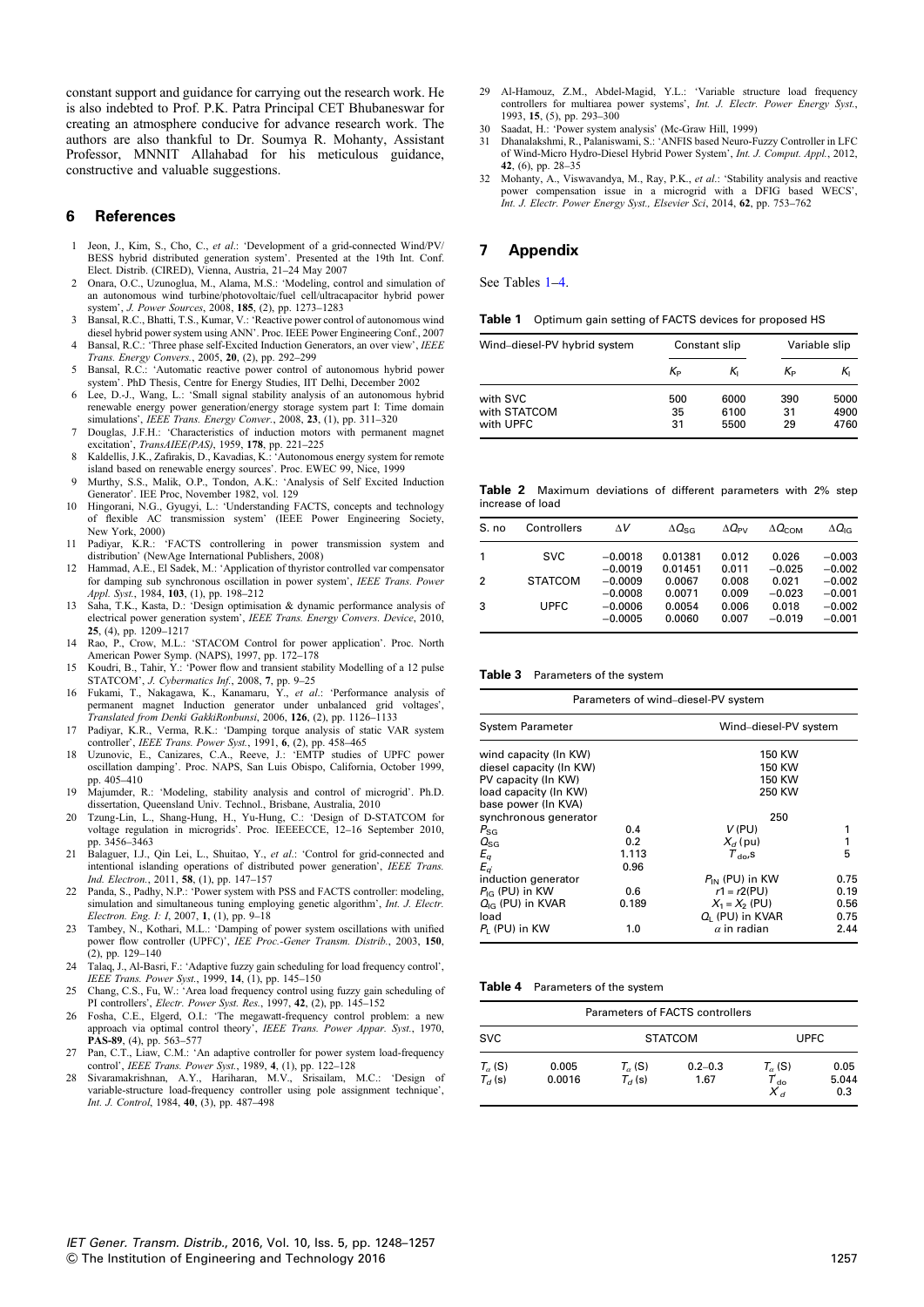constant support and guidance for carrying out the research work. He is also indebted to Prof. P.K. Patra Principal CET Bhubaneswar for creating an atmosphere conducive for advance research work. The authors are also thankful to Dr. Soumya R. Mohanty, Assistant Professor, MNNIT Allahabad for his meticulous guidance, constructive and valuable suggestions.

## 6 References

1. Jeon, J., Kim, S., Cho, C., *et al.*: 'Development of a grid-connected Wind/PV/BESS hybrid distributed generation system'. Presented at the 19th Int. Conf. Elect. Distrib. (CIRED), Vienna, Austria, 21–24 May 2007
2. Onara, O.C., Uzunoglua, M., Alama, M.S.: 'Modeling, control and simulation of an autonomous wind turbine/photovoltaic/fuel cell/ultracapacitor hybrid power system', *J. Power Sources*, 2008, **185**, (2), pp. 1273–1283
3. Bansal, R.C., Bhatti, T.S., Kumar, V.: 'Reactive power control of autonomous wind diesel hybrid power system using ANN'. Proc. IEEE Power Engineering Conf., 2007
4. Bansal, R.C.: 'Three phase self-Excited Induction Generators, an over view', *IEEE Trans. Energy Convers.*, 2005, **20**, (2), pp. 292–299
5. Bansal, R.C.: 'Automatic reactive power control of autonomous hybrid power system'. PhD Thesis, Centre for Energy Studies, IIT Delhi, December 2002
6. Lee, D.-J., Wang, L.: 'Small signal stability analysis of an autonomous hybrid renewable energy power generation/energy storage system part I: Time domain simulations', *IEEE Trans. Energy Conver.*, 2008, **23**, (1), pp. 311–320
7. Douglas, J.F.H.: 'Characteristics of induction motors with permanent magnet excitation', *TransAIEE(PAS)*, 1959, **178**, pp. 221–225
8. Kaldellis, J.K., Zafirakis, D., Kavadias, K.: 'Autonomous energy system for remote island based on renewable energy sources'. Proc. EWEC 99, Nice, 1999
9. Murthy, S.S., Malik, O.P., Tondon, A.K.: 'Analysis of Self Excited Induction Generator'. IEE Proc, November 1982, vol. 129
10. Hingorani, N.G., Gyugyi, L.: 'Understanding FACTS, concepts and technology of flexible AC transmission system' (IEEE Power Engineering Society, New York, 2000)
11. Padiyar, K.R.: 'FACTS controlling in power transmission system and distribution' (NewAge International Publishers, 2008)
12. Hammad, A.E., El Sadek, M.: 'Application of thyristor controlled var compensator for damping sub synchronous oscillation in power system', *IEEE Trans. Power Appl. Syst.*, 1984, **103**, (1), pp. 198–212
13. Saha, T.K., Kasta, D.: 'Design optimisation & dynamic performance analysis of electrical power generation system', *IEEE Trans. Energy Convers. Device*, 2010, **25**, (4), pp. 1209–1217
14. Rao, P., Crow, M.L.: 'STACOM Control for power application'. Proc. North American Power Symp. (NAPS), 1997, pp. 172–178
15. Koudri, B., Tahir, Y.: 'Power flow and transient stability Modelling of a 12 pulse STATCOM', *J. Cybermatics Inf.*, 2008, **7**, pp. 9–25
16. Fukami, T., Nakagawa, K., Kanamaru, Y., *et al.*: 'Performance analysis of permanent magnet Induction generator under unbalanced grid voltages', *Translated from Denki GakkiRonbunsi*, 2006, **126**, (2), pp. 1126–1133
17. Padiyar, K.R., Verma, R.K.: 'Damping torque analysis of static VAR system controller', *IEEE Trans. Power Syst.*, 1991, **6**, (2), pp. 458–465
18. Uzunovic, E., Canizares, C.A., Reeve, J.: 'EMTP studies of UPFC power oscillation damping'. Proc. NAPS, San Luis Obispo, California, October 1999, pp. 405–410
19. Majumder, R.: 'Modeling, stability analysis and control of microgrid'. Ph.D. dissertation, Queensland Univ. Technol., Brisbane, Australia, 2010
20. Tzung-Lin, L., Shang-Hung, H., Yu-Hung, C.: 'Design of D-STATCOM for voltage regulation in microgrids'. Proc. IEEEECCE, 12–16 September 2010, pp. 3456–3463
21. Balaguer, I.J., Qin Lei, L., Shuitao, Y., *et al.*: 'Control for grid-connected and intentional islanding operations of distributed power generation', *IEEE Trans. Ind. Electron.*, 2011, **58**, (1), pp. 147–157
22. Panda, S., Padhy, N.P.: 'Power system with PSS and FACTS controller: modeling, simulation and simultaneous tuning employing genetic algorithm', *Int. J. Electr. Electron. Eng. I: I*, 2007, **1**, (1), pp. 9–18
23. Tambey, N., Kothari, M.L.: 'Damping of power system oscillations with unified power flow controller (UPFC)', *IEE Proc.-Gener Transm. Distrib.*, 2003, **150**, (2), pp. 129–140
24. Talaq, J., Al-Basri, F.: 'Adaptive fuzzy gain scheduling for load frequency control', *IEEE Trans. Power Syst.*, 1999, **14**, (1), pp. 145–150
25. Chang, C.S., Fu, W.: 'Area load frequency control using fuzzy gain scheduling of PI controllers', *Electr. Power Syst. Res.*, 1997, **42**, (2), pp. 145–152
26. Fosha, C.E., Elgerd, O.I.: 'The megawatt-frequency control problem: a new approach via optimal control theory', *IEEE Trans. Power Appar. Syst.*, 1970, **PAS-89**, (4), pp. 563–577
27. Pan, C.T., Liaw, C.M.: 'An adaptive controller for power system load-frequency control', *IEEE Trans. Power Syst.*, 1989, **4**, (1), pp. 122–128
28. Sivaramakrishnan, A.Y., Hariharan, M.V., Srisailam, M.C.: 'Design of variable-structure load-frequency controller using pole assignment technique', *Int. J. Control*, 1984, **40**, (3), pp. 487–498
29. Al-Hamouz, Z.M., Abdel-Magid, Y.L.: 'Variable structure load frequency controllers for multiarea power systems', *Int. J. Electr. Power Energy Syst.*, 1993, **15**, (5), pp. 293–300
30. Saadat, H.: 'Power system analysis' (Mc-Graw Hill, 1999)
31. Dhanalakshmi, R., Palaniswami, S.: 'ANFIS based Neuro-Fuzzy Controller in LFC of Wind-Micro Hydro-Diesel Hybrid Power System', *Int. J. Comput. Appl.*, 2012, **42**, (6), pp. 28–35
32. Mohanty, A., Viswavandya, M., Ray, P.K., *et al.*: 'Stability analysis and reactive power compensation issue in a microgrid with a DFIG based WECS', *Int. J. Electr. Power Energy Syst., Elsevier Sci*, 2014, **62**, pp. 753–762

## 7 Appendix

See Tables 1–4.

**Table 1** Optimum gain setting of FACTS devices for proposed HS

| Wind–diesel-PV hybrid system | Constant slip | | Variable slip | |
|---|---|---|---|---|
| | $K_P$ | $K_I$ | $K_P$ | $K_I$ |
| with SVC | 500 | 6000 | 390 | 5000 |
| with STATCOM | 35 | 6100 | 31 | 4900 |
| with UPFC | 31 | 5500 | 29 | 4760 |

**Table 2** Maximum deviations of different parameters with 2% step increase of load

| S. no | Controllers | $\Delta V$ | $\Delta Q_{SG}$ | $\Delta Q_{PV}$ | $\Delta Q_{COM}$ | $\Delta Q_{IG}$ |
|---|---|---|---|---|---|---|
| 1 | SVC | −0.0018 | 0.01381 | 0.012 | 0.026 | −0.003 |
| | | −0.0019 | 0.01451 | 0.011 | −0.025 | −0.002 |
| 2 | STATCOM | −0.0009 | 0.0067 | 0.008 | 0.021 | −0.002 |
| | | −0.0008 | 0.0071 | 0.009 | −0.023 | −0.001 |
| 3 | UPFC | −0.0006 | 0.0054 | 0.006 | 0.018 | −0.002 |
| | | −0.0005 | 0.0060 | 0.007 | −0.019 | −0.001 |

**Table 3** Parameters of the system

| Parameters of wind–diesel-PV system | | | |
|---|---|---|---|
| System Parameter | | Wind–diesel-PV system | |
| wind capacity (In KW) | | 150 KW | |
| diesel capacity (In KW) | | 150 KW | |
| PV capacity (In KW) | | 150 KW | |
| load capacity (In KW) | | 250 KW | |
| base power (In KVA) | | | |
| synchronous generator | | 250 | |
| $P_{SG}$ | 0.4 | $V$ (PU) | 1 |
| $Q_{SG}$ | 0.2 | $X_d$ (pu) | 1 |
| $E_q$ | 1.113 | $T'_{do}$,s | 5 |
| $E'_q$ | 0.96 | | |
| induction generator | | $P_{IN}$ (PU) in KW | 0.75 |
| $P_{IG}$ (PU) in KW | 0.6 | $r1 = r2$(PU) | 0.19 |
| $Q_{IG}$ (PU) in KVAR | 0.189 | $X_1 = X_2$ (PU) | 0.56 |
| load | | $Q_L$ (PU) in KVAR | 0.75 |
| $P_L$ (PU) in KW | 1.0 | $\alpha$ in radian | 2.44 |

**Table 4** Parameters of the system

| Parameters of FACTS controllers | | | | | |
|---|---|---|---|---|---|
| SVC | | STATCOM | | UPFC | |
| $T_\alpha$ (S) | 0.005 | $T_\alpha$ (S) | 0.2–0.3 | $T_\alpha$ (S) | 0.05 |
| $T_d$ (s) | 0.0016 | $T_d$ (s) | 1.67 | $T'_{do}$ | 5.044 |
| | | | | $X'_d$ | 0.3 |